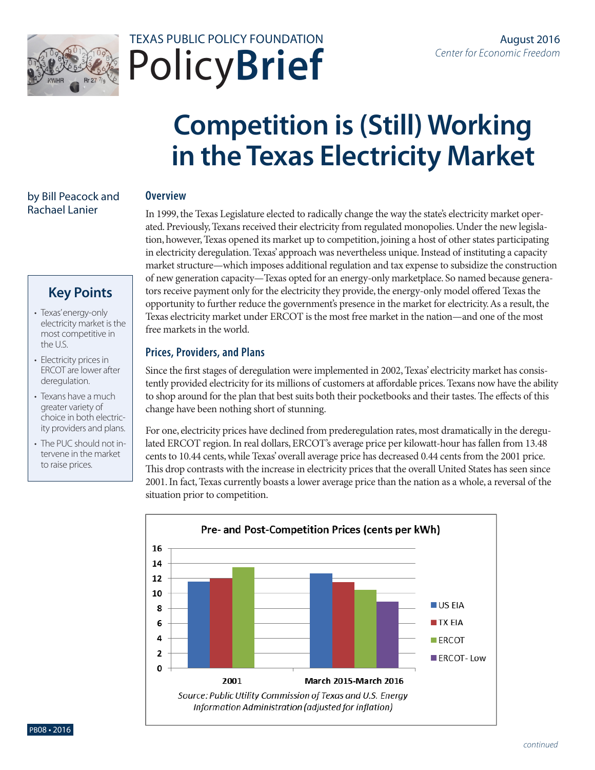TEXAS PUBLIC POLICY FOUNDATION

PolicyBrief

August 2016

*Center for Economic Freedom*

# Competition is (Still) Working in the Texas Electricity Market

by Bill Peacock and Rachael Lanier

## Key Points

- Texas' energy-only electricity market is the most competitive in the U.S.
- Electricity prices in ERCOT are lower after deregulation.
- Texans have a much greater variety of choice in both electricity providers and plans.
- The PUC should not intervene in the market to raise prices.

## Overview

In 1999, the Texas Legislature elected to radically change the way the state's electricity market operated. Previously, Texans received their electricity from regulated monopolies. Under the new legislation, however, Texas opened its market up to competition, joining a host of other states participating in electricity deregulation. Texas' approach was nevertheless unique. Instead of instituting a capacity market structure—which imposes additional regulation and tax expense to subsidize the construction of new generation capacity—Texas opted for an energy-only marketplace. So named because generators receive payment only for the electricity they provide, the energy-only model offered Texas the opportunity to further reduce the government's presence in the market for electricity. As a result, the Texas electricity market under ERCOT is the most free market in the nation—and one of the most free markets in the world.

## Prices, Providers, and Plans

Since the first stages of deregulation were implemented in 2002, Texas' electricity market has consistently provided electricity for its millions of customers at affordable prices. Texans now have the ability to shop around for the plan that best suits both their pocketbooks and their tastes. The effects of this change have been nothing short of stunning.

For one, electricity prices have declined from prederegulation rates, most dramatically in the deregulated ERCOT region. In real dollars, ERCOT's average price per kilowatt-hour has fallen from 13.48 cents to 10.44 cents, while Texas' overall average price has decreased 0.44 cents from the 2001 price. This drop contrasts with the increase in electricity prices that the overall United States has seen since 2001. In fact, Texas currently boasts a lower average price than the nation as a whole, a reversal of the situation prior to competition.

**Pre- and Post-Competition Prices (cents per kWh)**

| | US EIA | TX EIA | ERCOT | ERCOT- Low |
|---|---|---|---|---|
| 2001 | ~11.6 | ~12.0 | ~13.5 | |
| March 2015-March 2016 | ~12.7 | ~11.5 | ~10.4 | ~8.9 |

*Source: Public Utility Commission of Texas and U.S. Energy Information Administration (adjusted for inflation)*

PB08 • 2016

*continued*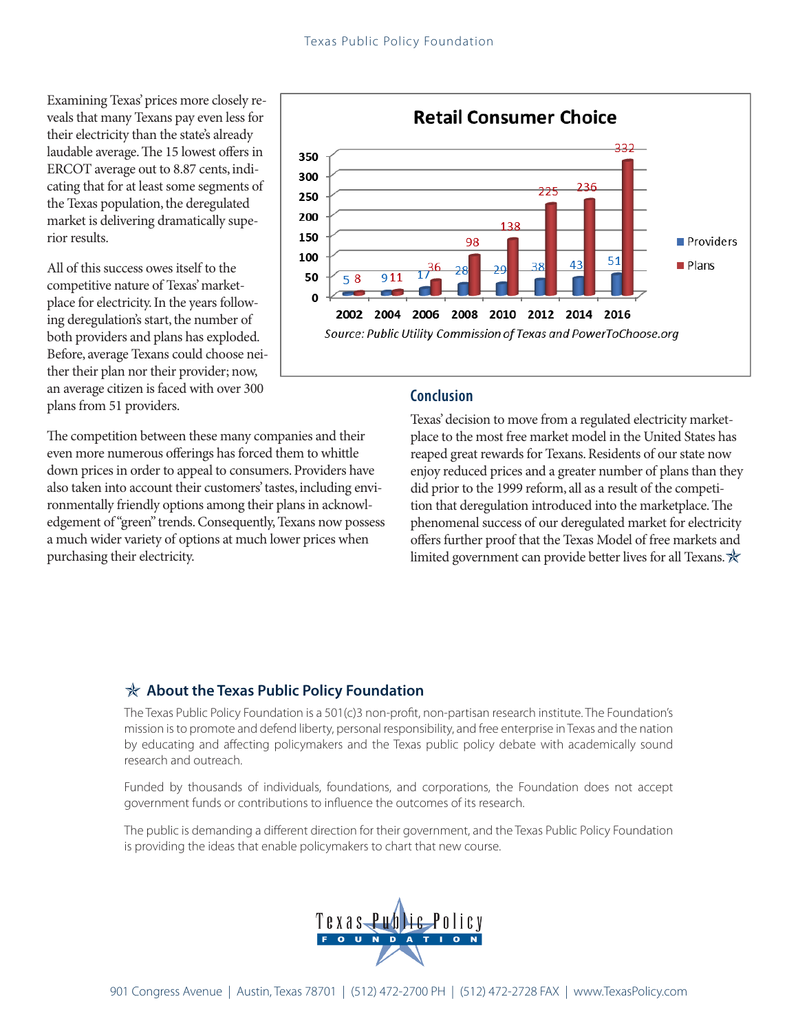Examining Texas' prices more closely reveals that many Texans pay even less for their electricity than the state's already laudable average. The 15 lowest offers in ERCOT average out to 8.87 cents, indicating that for at least some segments of the Texas population, the deregulated market is delivering dramatically superior results.

All of this success owes itself to the competitive nature of Texas' marketplace for electricity. In the years following deregulation's start, the number of both providers and plans has exploded. Before, average Texans could choose neither their plan nor their provider; now, an average citizen is faced with over 300 plans from 51 providers.

Retail Consumer Choice

350
300
250
200
150
100
50
0

2002 2004 2006 2008 2010 2012 2014 2016

5 8
9 11
17 36
28 98
29 138
38 225
43 236
51 332

Providers
Plans

*Source: Public Utility Commission of Texas and PowerToChoose.org*

The competition between these many companies and their even more numerous offerings has forced them to whittle down prices in order to appeal to consumers. Providers have also taken into account their customers' tastes, including environmentally friendly options among their plans in acknowledgement of "green" trends. Consequently, Texans now possess a much wider variety of options at much lower prices when purchasing their electricity.

## Conclusion

Texas' decision to move from a regulated electricity marketplace to the most free market model in the United States has reaped great rewards for Texans. Residents of our state now enjoy reduced prices and a greater number of plans than they did prior to the 1999 reform, all as a result of the competition that deregulation introduced into the marketplace. The phenomenal success of our deregulated market for electricity offers further proof that the Texas Model of free markets and limited government can provide better lives for all Texans. ✯

## ✯ About the Texas Public Policy Foundation

The Texas Public Policy Foundation is a 501(c)3 non-profit, non-partisan research institute. The Foundation's mission is to promote and defend liberty, personal responsibility, and free enterprise in Texas and the nation by educating and affecting policymakers and the Texas public policy debate with academically sound research and outreach.

Funded by thousands of individuals, foundations, and corporations, the Foundation does not accept government funds or contributions to influence the outcomes of its research.

The public is demanding a different direction for their government, and the Texas Public Policy Foundation is providing the ideas that enable policymakers to chart that new course.

Texas Public Policy FOUNDATION

901 Congress Avenue | Austin, Texas 78701 | (512) 472-2700 PH | (512) 472-2728 FAX | www.TexasPolicy.com